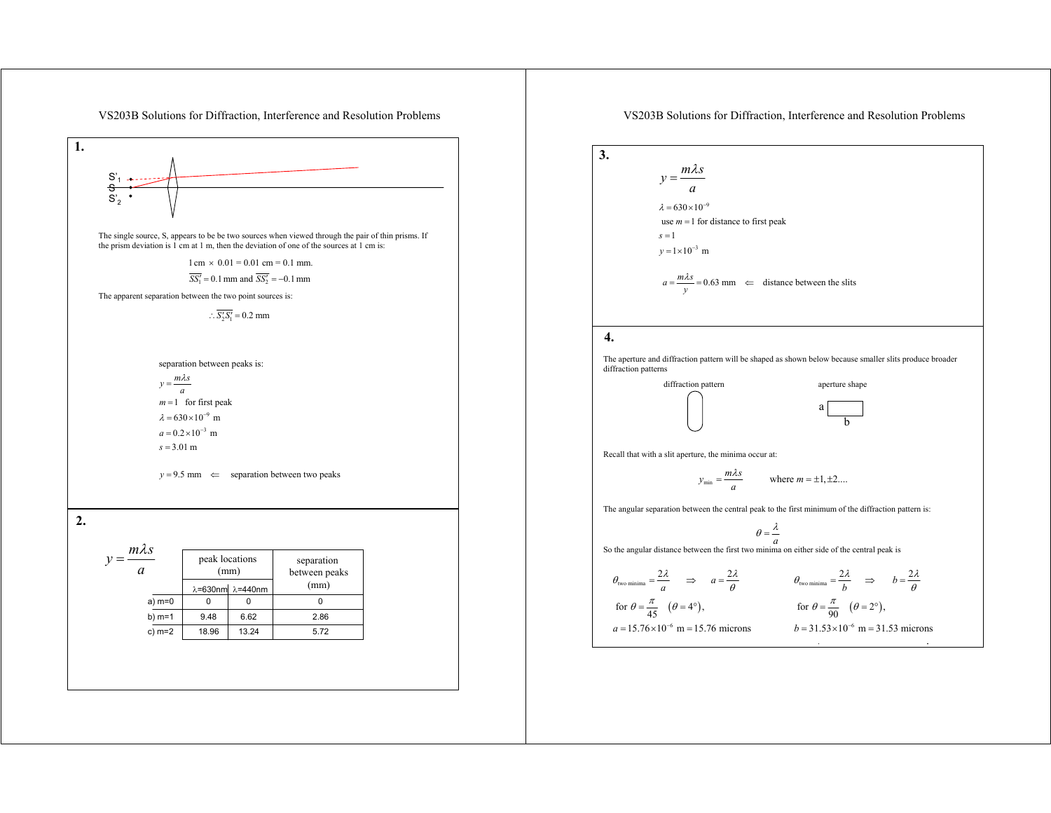# VS203B Solutions for Diffraction, Interference and Resolution Problems

## 1.

S'1
S
S'2

The single source, S, appears to be be two sources when viewed through the pair of thin prisms. If the prism deviation is 1 cm at 1 m, then the deviation of one of the sources at 1 cm is:

$$1\text{ cm} \times 0.01 = 0.01\text{ cm} = 0.1\text{ mm}.$$

$$\overline{SS_1'} = 0.1\text{ mm and } \overline{SS_2'} = -0.1\text{ mm}$$

The apparent separation between the two point sources is:

$$\therefore \overline{S_2'S_1'} = 0.2\text{ mm}$$

separation between peaks is:

$y = \dfrac{m\lambda s}{a}$

$m = 1$ for first peak

$\lambda = 630 \times 10^{-9}$ m

$a = 0.2 \times 10^{-3}$ m

$s = 3.01$ m

$y = 9.5$ mm $\Leftarrow$ separation between two peaks

## 2.

$$y = \frac{m\lambda s}{a}$$

| | peak locations (mm) | | separation between peaks (mm) |
|---|---|---|---|
| | λ=630nm | λ=440nm | |
| a) m=0 | 0 | 0 | 0 |
| b) m=1 | 9.48 | 6.62 | 2.86 |
| c) m=2 | 18.96 | 13.24 | 5.72 |

## 3.

$$y = \frac{m\lambda s}{a}$$

$\lambda = 630 \times 10^{-9}$

use $m = 1$ for distance to first peak

$s = 1$

$y = 1 \times 10^{-3}$ m

$a = \dfrac{m\lambda s}{y} = 0.63$ mm $\Leftarrow$ distance between the slits

## 4.

The aperture and diffraction pattern will be shaped as shown below because smaller slits produce broader diffraction patterns

diffraction pattern

aperture shape

a

b

Recall that with a slit aperture, the minima occur at:

$$y_{\min} = \frac{m\lambda s}{a} \qquad \text{where } m = \pm 1, \pm 2....$$

The angular separation between the central peak to the first minimum of the diffraction pattern is:

$$\theta = \frac{\lambda}{a}$$

So the angular distance between the first two minima on either side of the central peak is

$\theta_{\text{two minima}} = \dfrac{2\lambda}{a} \Rightarrow a = \dfrac{2\lambda}{\theta}$

for $\theta = \dfrac{\pi}{45}$ $(\theta = 4°)$,

$a = 15.76 \times 10^{-6}$ m $= 15.76$ microns

$\theta_{\text{two minima}} = \dfrac{2\lambda}{b} \Rightarrow b = \dfrac{2\lambda}{\theta}$

for $\theta = \dfrac{\pi}{90}$ $(\theta = 2°)$,

$b = 31.53 \times 10^{-6}$ m $= 31.53$ microns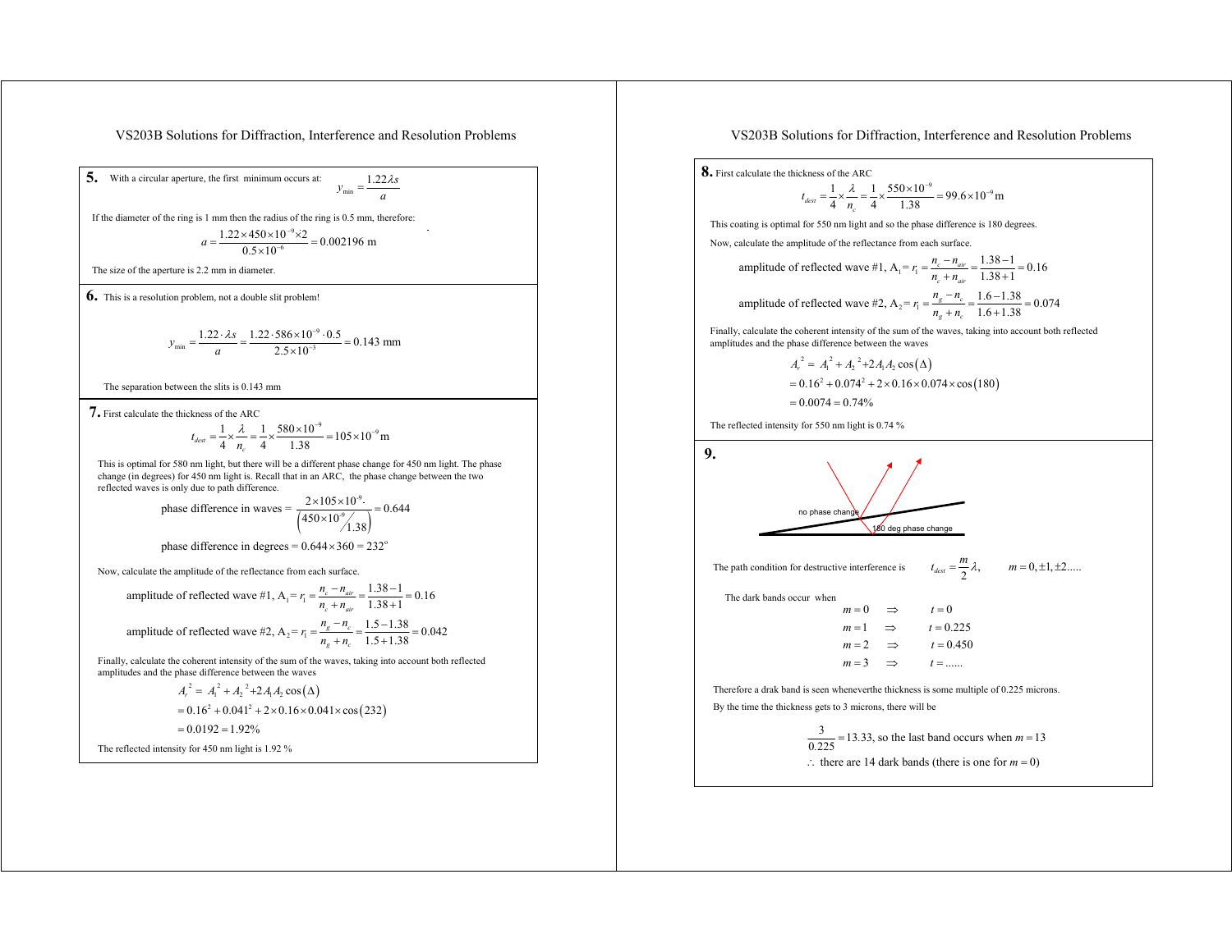# VS203B Solutions for Diffraction, Interference and Resolution Problems

**5.** With a circular aperture, the first minimum occurs at: $y_{\min} = \dfrac{1.22\lambda s}{a}$

If the diameter of the ring is 1 mm then the radius of the ring is 0.5 mm, therefore:

$$a = \frac{1.22 \times 450 \times 10^{-9} \times 2}{0.5 \times 10^{-6}} = 0.002196 \text{ m}$$

The size of the aperture is 2.2 mm in diameter.

**6.** This is a resolution problem, not a double slit problem!

$$y_{\min} = \frac{1.22 \cdot \lambda s}{a} = \frac{1.22 \cdot 586 \times 10^{-9} \cdot 0.5}{2.5 \times 10^{-3}} = 0.143 \text{ mm}$$

The separation between the slits is 0.143 mm

**7.** First calculate the thickness of the ARC

$$t_{dest} = \frac{1}{4} \times \frac{\lambda}{n_c} = \frac{1}{4} \times \frac{580 \times 10^{-9}}{1.38} = 105 \times 10^{-9} \text{m}$$

This is optimal for 580 nm light, but there will be a different phase change for 450 nm light. The phase change (in degrees) for 450 nm light is. Recall that in an ARC, the phase change between the two reflected waves is only due to path difference.

$$\text{phase difference in waves} = \frac{2 \times 105 \times 10^{-9}}{\left(450 \times 10^{-9} / 1.38\right)} = 0.644$$

$$\text{phase difference in degrees} = 0.644 \times 360 = 232^{\circ}$$

Now, calculate the amplitude of the reflectance from each surface.

$$\text{amplitude of reflected wave \#1, } A_1 = r_1 = \frac{n_c - n_{air}}{n_c + n_{air}} = \frac{1.38 - 1}{1.38 + 1} = 0.16$$

$$\text{amplitude of reflected wave \#2, } A_2 = r_1 = \frac{n_g - n_c}{n_g + n_c} = \frac{1.5 - 1.38}{1.5 + 1.38} = 0.042$$

Finally, calculate the coherent intensity of the sum of the waves, taking into account both reflected amplitudes and the phase difference between the waves

$$\begin{aligned} A_r^2 &= A_1^2 + A_2^2 + 2A_1A_2\cos(\Delta) \\ &= 0.16^2 + 0.041^2 + 2 \times 0.16 \times 0.041 \times \cos(232) \\ &= 0.0192 = 1.92\% \end{aligned}$$

The reflected intensity for 450 nm light is 1.92 %

**8.** First calculate the thickness of the ARC

$$t_{dest} = \frac{1}{4} \times \frac{\lambda}{n_c} = \frac{1}{4} \times \frac{550 \times 10^{-9}}{1.38} = 99.6 \times 10^{-9} \text{m}$$

This coating is optimal for 550 nm light and so the phase difference is 180 degrees.

Now, calculate the amplitude of the reflectance from each surface.

$$\text{amplitude of reflected wave \#1, } A_1 = r_1 = \frac{n_c - n_{air}}{n_c + n_{air}} = \frac{1.38 - 1}{1.38 + 1} = 0.16$$

$$\text{amplitude of reflected wave \#2, } A_2 = r_1 = \frac{n_g - n_c}{n_g + n_c} = \frac{1.6 - 1.38}{1.6 + 1.38} = 0.074$$

Finally, calculate the coherent intensity of the sum of the waves, taking into account both reflected amplitudes and the phase difference between the waves

$$\begin{aligned} A_r^2 &= A_1^2 + A_2^2 + 2A_1A_2\cos(\Delta) \\ &= 0.16^2 + 0.074^2 + 2 \times 0.16 \times 0.074 \times \cos(180) \\ &= 0.0074 = 0.74\% \end{aligned}$$

The reflected intensity for 550 nm light is 0.74 %

**9.**

no phase change

180 deg phase change

The path condition for destructive interference is $t_{dest} = \dfrac{m}{2}\lambda, \qquad m = 0, \pm 1, \pm 2.....$

The dark bands occur when

$$\begin{aligned} m &= 0 \quad \Rightarrow \quad t = 0 \\ m &= 1 \quad \Rightarrow \quad t = 0.225 \\ m &= 2 \quad \Rightarrow \quad t = 0.450 \\ m &= 3 \quad \Rightarrow \quad t = ...... \end{aligned}$$

Therefore a drak band is seen wheneverthe thickness is some multiple of 0.225 microns.

By the time the thickness gets to 3 microns, there will be

$$\frac{3}{0.225} = 13.33, \text{ so the last band occurs when } m = 13$$

$$\therefore \text{ there are 14 dark bands (there is one for } m = 0)$$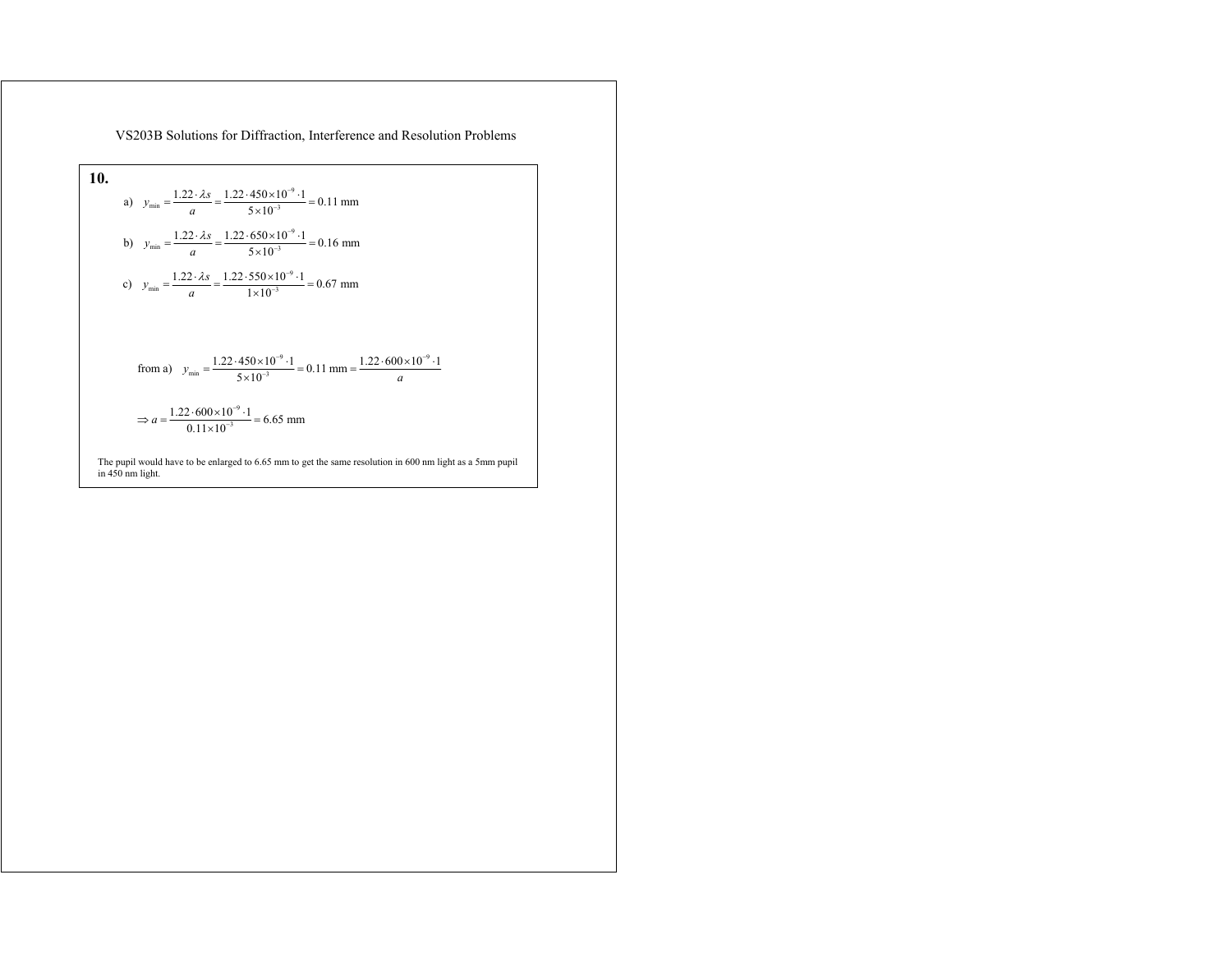**10.**

a) $y_{\min} = \dfrac{1.22 \cdot \lambda s}{a} = \dfrac{1.22 \cdot 450\times10^{-9} \cdot 1}{5\times10^{-3}} = 0.11 \text{ mm}$

b) $y_{\min} = \dfrac{1.22 \cdot \lambda s}{a} = \dfrac{1.22 \cdot 650\times10^{-9} \cdot 1}{5\times10^{-3}} = 0.16 \text{ mm}$

c) $y_{\min} = \dfrac{1.22 \cdot \lambda s}{a} = \dfrac{1.22 \cdot 550\times10^{-9} \cdot 1}{1\times10^{-3}} = 0.67 \text{ mm}$

from a) $y_{\min} = \dfrac{1.22 \cdot 450\times10^{-9} \cdot 1}{5\times10^{-3}} = 0.11 \text{ mm} = \dfrac{1.22 \cdot 600\times10^{-9} \cdot 1}{a}$

$\Rightarrow a = \dfrac{1.22 \cdot 600\times10^{-9} \cdot 1}{0.11\times10^{-3}} = 6.65 \text{ mm}$

The pupil would have to be enlarged to 6.65 mm to get the same resolution in 600 nm light as a 5mm pupil in 450 nm light.